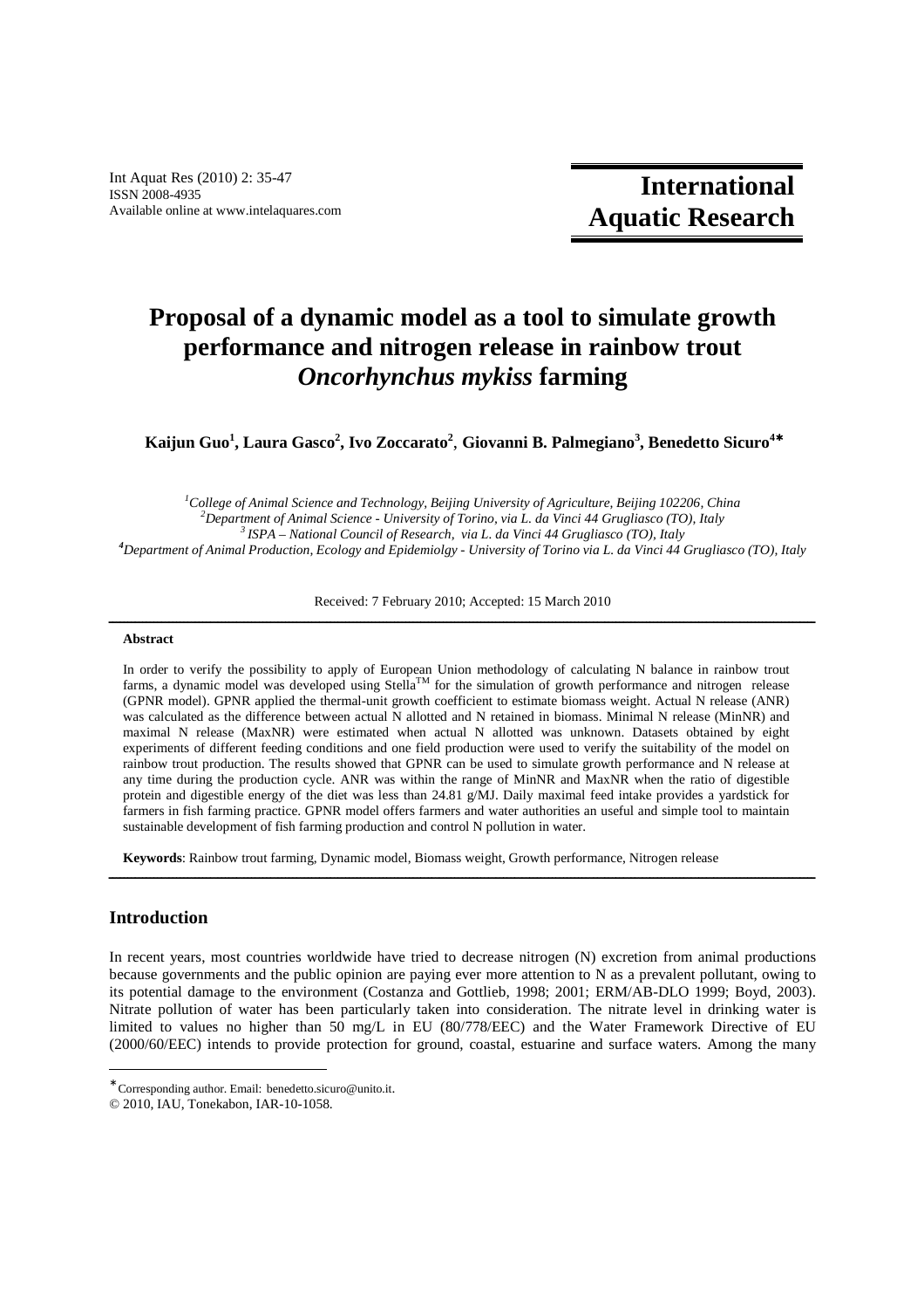Int Aquat Res (2010) 2: 35-47
ISSN 2008-4935
Available online at www.intelaquares.com

**International Aquatic Research**

# Proposal of a dynamic model as a tool to simulate growth performance and nitrogen release in rainbow trout *Oncorhynchus mykiss* farming

**Kaijun Guo[1], Laura Gasco[2], Ivo Zoccarato[2], Giovanni B. Palmegiano[3], Benedetto Sicuro[4]***

[1]*College of Animal Science and Technology, Beijing University of Agriculture, Beijing 102206, China*
[2]*Department of Animal Science - University of Torino, via L. da Vinci 44 Grugliasco (TO), Italy*
[3]*ISPA – National Council of Research, via L. da Vinci 44 Grugliasco (TO), Italy*
[4]*Department of Animal Production, Ecology and Epidemiolgy - University of Torino via L. da Vinci 44 Grugliasco (TO), Italy*

Received: 7 February 2010; Accepted: 15 March 2010

---

**Abstract**

In order to verify the possibility to apply of European Union methodology of calculating N balance in rainbow trout farms, a dynamic model was developed using Stella[TM] for the simulation of growth performance and nitrogen release (GPNR model). GPNR applied the thermal-unit growth coefficient to estimate biomass weight. Actual N release (ANR) was calculated as the difference between actual N allotted and N retained in biomass. Minimal N release (MinNR) and maximal N release (MaxNR) were estimated when actual N allotted was unknown. Datasets obtained by eight experiments of different feeding conditions and one field production were used to verify the suitability of the model on rainbow trout production. The results showed that GPNR can be used to simulate growth performance and N release at any time during the production cycle. ANR was within the range of MinNR and MaxNR when the ratio of digestible protein and digestible energy of the diet was less than 24.81 g/MJ. Daily maximal feed intake provides a yardstick for farmers in fish farming practice. GPNR model offers farmers and water authorities an useful and simple tool to maintain sustainable development of fish farming production and control N pollution in water.

**Keywords**: Rainbow trout farming, Dynamic model, Biomass weight, Growth performance, Nitrogen release

---

## Introduction

In recent years, most countries worldwide have tried to decrease nitrogen (N) excretion from animal productions because governments and the public opinion are paying ever more attention to N as a prevalent pollutant, owing to its potential damage to the environment (Costanza and Gottlieb, 1998; 2001; ERM/AB-DLO 1999; Boyd, 2003). Nitrate pollution of water has been particularly taken into consideration. The nitrate level in drinking water is limited to values no higher than 50 mg/L in EU (80/778/EEC) and the Water Framework Directive of EU (2000/60/EEC) intends to provide protection for ground, coastal, estuarine and surface waters. Among the many

---

* Corresponding author. Email: benedetto.sicuro@unito.it.
© 2010, IAU, Tonekabon, IAR-10-1058.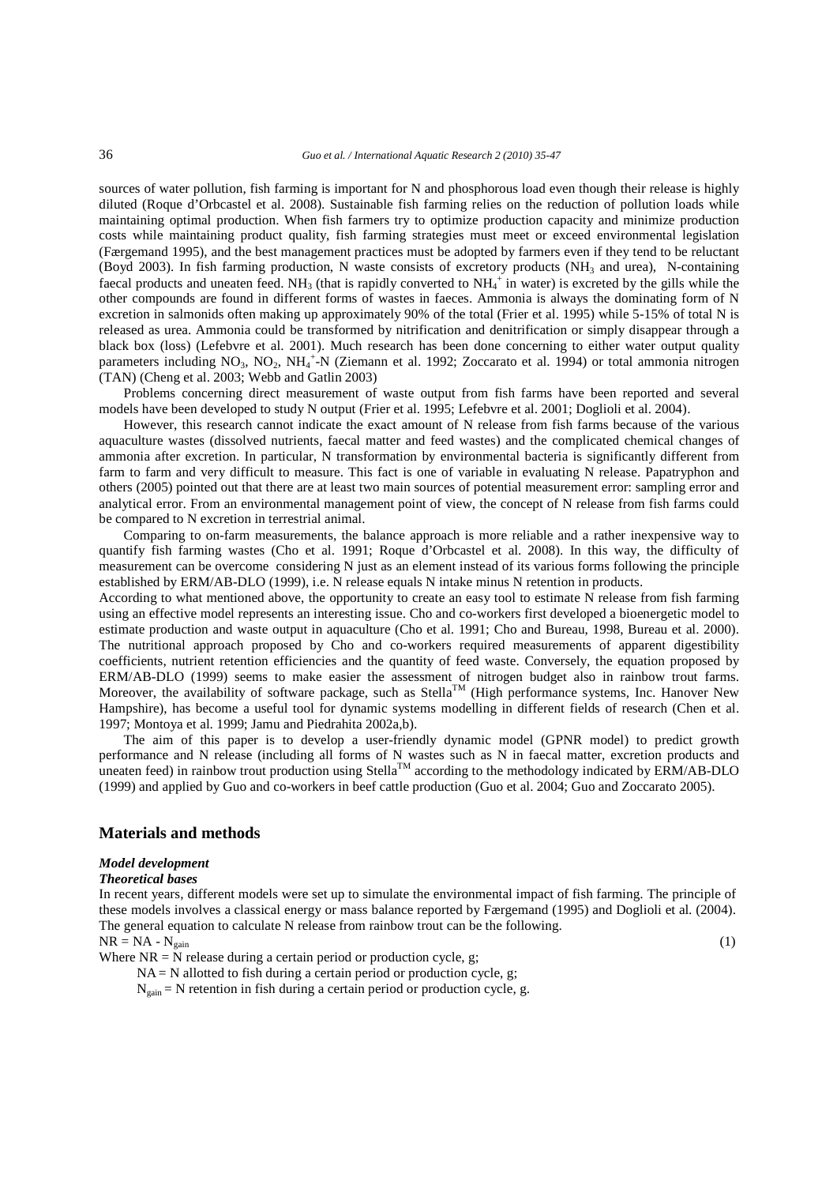sources of water pollution, fish farming is important for N and phosphorous load even though their release is highly diluted (Roque d'Orbcastel et al. 2008). Sustainable fish farming relies on the reduction of pollution loads while maintaining optimal production. When fish farmers try to optimize production capacity and minimize production costs while maintaining product quality, fish farming strategies must meet or exceed environmental legislation (Færgemand 1995), and the best management practices must be adopted by farmers even if they tend to be reluctant (Boyd 2003). In fish farming production, N waste consists of excretory products ($NH_3$ and urea), N-containing faecal products and uneaten feed. $NH_3$ (that is rapidly converted to $NH_4^+$ in water) is excreted by the gills while the other compounds are found in different forms of wastes in faeces. Ammonia is always the dominating form of N excretion in salmonids often making up approximately 90% of the total (Frier et al. 1995) while 5-15% of total N is released as urea. Ammonia could be transformed by nitrification and denitrification or simply disappear through a black box (loss) (Lefebvre et al. 2001). Much research has been done concerning to either water output quality parameters including $NO_3$, $NO_2$, $NH_4^+$-N (Ziemann et al. 1992; Zoccarato et al. 1994) or total ammonia nitrogen (TAN) (Cheng et al. 2003; Webb and Gatlin 2003)

Problems concerning direct measurement of waste output from fish farms have been reported and several models have been developed to study N output (Frier et al. 1995; Lefebvre et al. 2001; Doglioli et al. 2004).

However, this research cannot indicate the exact amount of N release from fish farms because of the various aquaculture wastes (dissolved nutrients, faecal matter and feed wastes) and the complicated chemical changes of ammonia after excretion. In particular, N transformation by environmental bacteria is significantly different from farm to farm and very difficult to measure. This fact is one of variable in evaluating N release. Papatryphon and others (2005) pointed out that there are at least two main sources of potential measurement error: sampling error and analytical error. From an environmental management point of view, the concept of N release from fish farms could be compared to N excretion in terrestrial animal.

Comparing to on-farm measurements, the balance approach is more reliable and a rather inexpensive way to quantify fish farming wastes (Cho et al. 1991; Roque d'Orbcastel et al. 2008). In this way, the difficulty of measurement can be overcome considering N just as an element instead of its various forms following the principle established by ERM/AB-DLO (1999), i.e. N release equals N intake minus N retention in products.

According to what mentioned above, the opportunity to create an easy tool to estimate N release from fish farming using an effective model represents an interesting issue. Cho and co-workers first developed a bioenergetic model to estimate production and waste output in aquaculture (Cho et al. 1991; Cho and Bureau, 1998, Bureau et al. 2000). The nutritional approach proposed by Cho and co-workers required measurements of apparent digestibility coefficients, nutrient retention efficiencies and the quantity of feed waste. Conversely, the equation proposed by ERM/AB-DLO (1999) seems to make easier the assessment of nitrogen budget also in rainbow trout farms. Moreover, the availability of software package, such as Stella™ (High performance systems, Inc. Hanover New Hampshire), has become a useful tool for dynamic systems modelling in different fields of research (Chen et al. 1997; Montoya et al. 1999; Jamu and Piedrahita 2002a,b).

The aim of this paper is to develop a user-friendly dynamic model (GPNR model) to predict growth performance and N release (including all forms of N wastes such as N in faecal matter, excretion products and uneaten feed) in rainbow trout production using Stella™ according to the methodology indicated by ERM/AB-DLO (1999) and applied by Guo and co-workers in beef cattle production (Guo et al. 2004; Guo and Zoccarato 2005).

## Materials and methods

### *Model development*

### *Theoretical bases*

In recent years, different models were set up to simulate the environmental impact of fish farming. The principle of these models involves a classical energy or mass balance reported by Færgemand (1995) and Doglioli et al. (2004). The general equation to calculate N release from rainbow trout can be the following.

$$NR = NA - N_{gain} \tag{1}$$

Where NR = N release during a certain period or production cycle, g;

NA = N allotted to fish during a certain period or production cycle, g;

$N_{gain}$ = N retention in fish during a certain period or production cycle, g.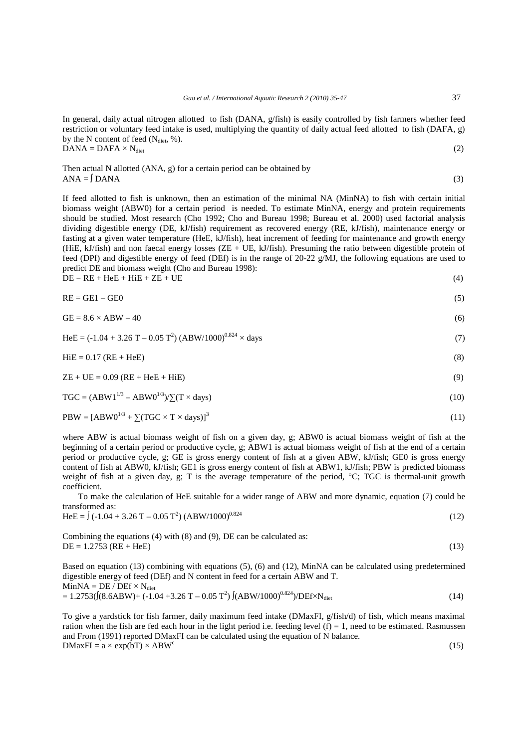In general, daily actual nitrogen allotted to fish (DANA, g/fish) is easily controlled by fish farmers whether feed restriction or voluntary feed intake is used, multiplying the quantity of daily actual feed allotted to fish (DAFA, g) by the N content of feed ($N_{diet}$, %).

$$DANA = DAFA \times N_{diet} \tag{2}$$

Then actual N allotted (ANA, g) for a certain period can be obtained by

$$ANA = \int DANA \tag{3}$$

If feed allotted to fish is unknown, then an estimation of the minimal NA (MinNA) to fish with certain initial biomass weight (ABW0) for a certain period is needed. To estimate MinNA, energy and protein requirements should be studied. Most research (Cho 1992; Cho and Bureau 1998; Bureau et al. 2000) used factorial analysis dividing digestible energy (DE, kJ/fish) requirement as recovered energy (RE, kJ/fish), maintenance energy or fasting at a given water temperature (HeE, kJ/fish), heat increment of feeding for maintenance and growth energy (HiE, kJ/fish) and non faecal energy losses (ZE + UE, kJ/fish). Presuming the ratio between digestible protein of feed (DPf) and digestible energy of feed (DEf) is in the range of 20-22 g/MJ, the following equations are used to predict DE and biomass weight (Cho and Bureau 1998):

$$DE = RE + HeE + HiE + ZE + UE \tag{4}$$

$$RE = GE1 - GE0 \tag{5}$$

$$GE = 8.6 \times ABW - 40 \tag{6}$$

$$HeE = (-1.04 + 3.26\ T - 0.05\ T^2)\ (ABW/1000)^{0.824} \times days \tag{7}$$

$$HiE = 0.17\ (RE + HeE) \tag{8}$$

$$ZE + UE = 0.09\ (RE + HeE + HiE) \tag{9}$$

$$TGC = (ABW1^{1/3} - ABW0^{1/3})/\sum(T \times days) \tag{10}$$

$$PBW = [ABW0^{1/3} + \sum(TGC \times T \times days)]^3 \tag{11}$$

where ABW is actual biomass weight of fish on a given day, g; ABW0 is actual biomass weight of fish at the beginning of a certain period or productive cycle, g; ABW1 is actual biomass weight of fish at the end of a certain period or productive cycle, g; GE is gross energy content of fish at a given ABW, kJ/fish; GE0 is gross energy content of fish at ABW0, kJ/fish; GE1 is gross energy content of fish at ABW1, kJ/fish; PBW is predicted biomass weight of fish at a given day, g; T is the average temperature of the period, °C; TGC is thermal-unit growth coefficient.

To make the calculation of HeE suitable for a wider range of ABW and more dynamic, equation (7) could be transformed as:

$$HeE = \int (-1.04 + 3.26\ T - 0.05\ T^2)\ (ABW/1000)^{0.824} \tag{12}$$

Combining the equations (4) with (8) and (9), DE can be calculated as:

$$DE = 1.2753\ (RE + HeE) \tag{13}$$

Based on equation (13) combining with equations (5), (6) and (12), MinNA can be calculated using predetermined digestible energy of feed (DEf) and N content in feed for a certain ABW and T.

$$MinNA = DE / DEf \times N_{diet}$$

$$= 1.2753(\int(8.6ABW) + (-1.04 + 3.26\ T - 0.05\ T^2) \int(ABW/1000)^{0.824})/DEf \times N_{diet} \tag{14}$$

To give a yardstick for fish farmer, daily maximum feed intake (DMaxFI, g/fish/d) of fish, which means maximal ration when the fish are fed each hour in the light period i.e. feeding level (f) = 1, need to be estimated. Rasmussen and From (1991) reported DMaxFI can be calculated using the equation of N balance.

$$DMaxFI = a \times \exp(bT) \times ABW^c \tag{15}$$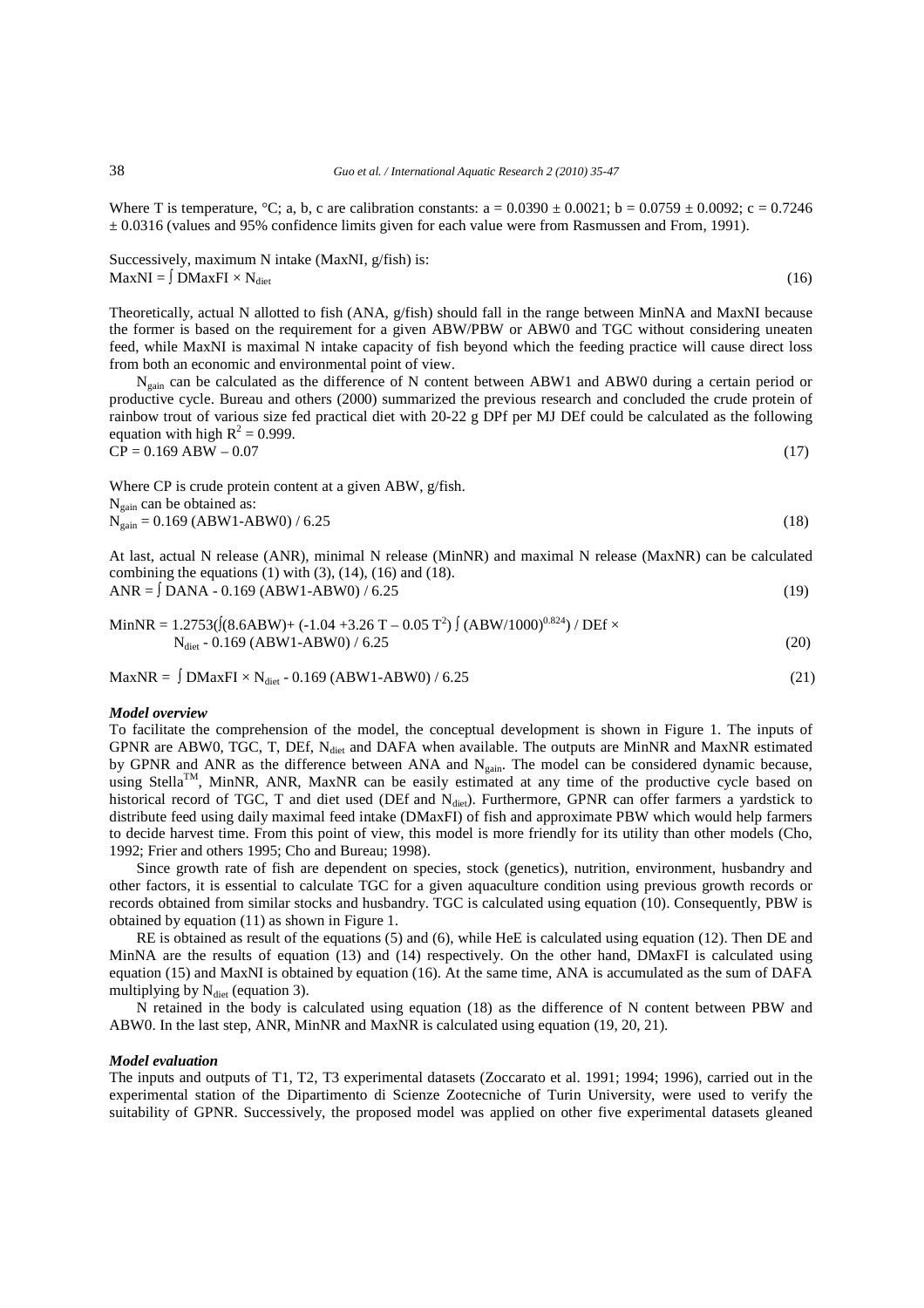Where T is temperature, °C; a, b, c are calibration constants: $a = 0.0390 \pm 0.0021$; $b = 0.0759 \pm 0.0092$; $c = 0.7246 \pm 0.0316$ (values and 95% confidence limits given for each value were from Rasmussen and From, 1991).

Successively, maximum N intake (MaxNI, g/fish) is:

$$\text{MaxNI} = \int \text{DMaxFI} \times N_{diet} \tag{16}$$

Theoretically, actual N allotted to fish (ANA, g/fish) should fall in the range between MinNA and MaxNI because the former is based on the requirement for a given ABW/PBW or ABW0 and TGC without considering uneaten feed, while MaxNI is maximal N intake capacity of fish beyond which the feeding practice will cause direct loss from both an economic and environmental point of view.

$N_{gain}$ can be calculated as the difference of N content between ABW1 and ABW0 during a certain period or productive cycle. Bureau and others (2000) summarized the previous research and concluded the crude protein of rainbow trout of various size fed practical diet with 20-22 g DPf per MJ DEf could be calculated as the following equation with high $R^2 = 0.999$.

$$\text{CP} = 0.169\ \text{ABW} - 0.07 \tag{17}$$

Where CP is crude protein content at a given ABW, g/fish.

$N_{gain}$ can be obtained as:

$$N_{gain} = 0.169\ (\text{ABW1} - \text{ABW0}) / 6.25 \tag{18}$$

At last, actual N release (ANR), minimal N release (MinNR) and maximal N release (MaxNR) can be calculated combining the equations (1) with (3), (14), (16) and (18).

$$\text{ANR} = \int \text{DANA} - 0.169\ (\text{ABW1} - \text{ABW0}) / 6.25 \tag{19}$$

$$\text{MinNR} = 1.2753(\int(8.6\text{ABW}) + (-1.04 + 3.26\ T - 0.05\ T^2) \int (\text{ABW}/1000)^{0.824}) / \text{DEf} \times N_{diet} - 0.169\ (\text{ABW1} - \text{ABW0}) / 6.25 \tag{20}$$

$$\text{MaxNR} = \int \text{DMaxFI} \times N_{diet} - 0.169\ (\text{ABW1} - \text{ABW0}) / 6.25 \tag{21}$$

### *Model overview*

To facilitate the comprehension of the model, the conceptual development is shown in Figure 1. The inputs of GPNR are ABW0, TGC, T, DEf, $N_{diet}$ and DAFA when available. The outputs are MinNR and MaxNR estimated by GPNR and ANR as the difference between ANA and $N_{gain}$. The model can be considered dynamic because, using Stella™, MinNR, ANR, MaxNR can be easily estimated at any time of the productive cycle based on historical record of TGC, T and diet used (DEf and $N_{diet}$). Furthermore, GPNR can offer farmers a yardstick to distribute feed using daily maximal feed intake (DMaxFI) of fish and approximate PBW which would help farmers to decide harvest time. From this point of view, this model is more friendly for its utility than other models (Cho, 1992; Frier and others 1995; Cho and Bureau; 1998).

Since growth rate of fish are dependent on species, stock (genetics), nutrition, environment, husbandry and other factors, it is essential to calculate TGC for a given aquaculture condition using previous growth records or records obtained from similar stocks and husbandry. TGC is calculated using equation (10). Consequently, PBW is obtained by equation (11) as shown in Figure 1.

RE is obtained as result of the equations (5) and (6), while HeE is calculated using equation (12). Then DE and MinNA are the results of equation (13) and (14) respectively. On the other hand, DMaxFI is calculated using equation (15) and MaxNI is obtained by equation (16). At the same time, ANA is accumulated as the sum of DAFA multiplying by $N_{diet}$ (equation 3).

N retained in the body is calculated using equation (18) as the difference of N content between PBW and ABW0. In the last step, ANR, MinNR and MaxNR is calculated using equation (19, 20, 21).

### *Model evaluation*

The inputs and outputs of T1, T2, T3 experimental datasets (Zoccarato et al. 1991; 1994; 1996), carried out in the experimental station of the Dipartimento di Scienze Zootecniche of Turin University, were used to verify the suitability of GPNR. Successively, the proposed model was applied on other five experimental datasets gleaned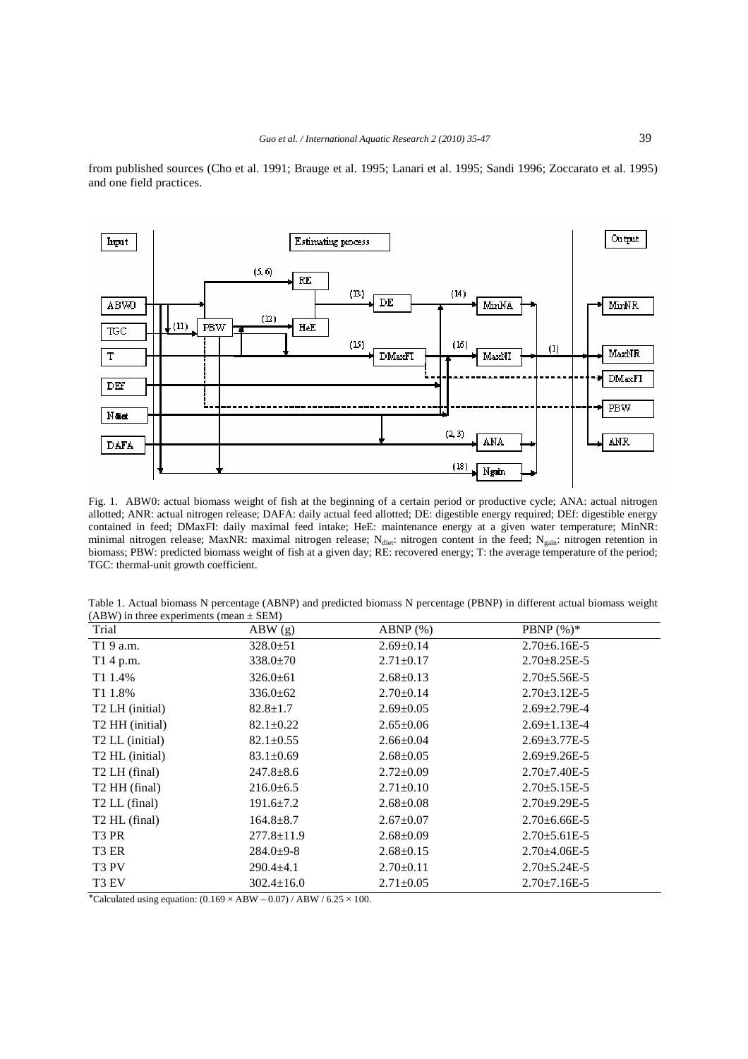from published sources (Cho et al. 1991; Brauge et al. 1995; Lanari et al. 1995; Sandi 1996; Zoccarato et al. 1995) and one field practices.

Fig. 1. ABW0: actual biomass weight of fish at the beginning of a certain period or productive cycle; ANA: actual nitrogen allotted; ANR: actual nitrogen release; DAFA: daily actual feed allotted; DE: digestible energy required; DEf: digestible energy contained in feed; DMaxFI: daily maximal feed intake; HeE: maintenance energy at a given water temperature; MinNR: minimal nitrogen release; MaxNR: maximal nitrogen release; $N_{diet}$: nitrogen content in the feed; $N_{gain}$: nitrogen retention in biomass; PBW: predicted biomass weight of fish at a given day; RE: recovered energy; T: the average temperature of the period; TGC: thermal-unit growth coefficient.

Table 1. Actual biomass N percentage (ABNP) and predicted biomass N percentage (PBNP) in different actual biomass weight (ABW) in three experiments (mean ± SEM)

| Trial | ABW (g) | ABNP (%) | PBNP (%)* |
|---|---|---|---|
| T1 9 a.m. | 328.0±51 | 2.69±0.14 | 2.70±6.16E-5 |
| T1 4 p.m. | 338.0±70 | 2.71±0.17 | 2.70±8.25E-5 |
| T1 1.4% | 326.0±61 | 2.68±0.13 | 2.70±5.56E-5 |
| T1 1.8% | 336.0±62 | 2.70±0.14 | 2.70±3.12E-5 |
| T2 LH (initial) | 82.8±1.7 | 2.69±0.05 | 2.69±2.79E-4 |
| T2 HH (initial) | 82.1±0.22 | 2.65±0.06 | 2.69±1.13E-4 |
| T2 LL (initial) | 82.1±0.55 | 2.66±0.04 | 2.69±3.77E-5 |
| T2 HL (initial) | 83.1±0.69 | 2.68±0.05 | 2.69±9.26E-5 |
| T2 LH (final) | 247.8±8.6 | 2.72±0.09 | 2.70±7.40E-5 |
| T2 HH (final) | 216.0±6.5 | 2.71±0.10 | 2.70±5.15E-5 |
| T2 LL (final) | 191.6±7.2 | 2.68±0.08 | 2.70±9.29E-5 |
| T2 HL (final) | 164.8±8.7 | 2.67±0.07 | 2.70±6.66E-5 |
| T3 PR | 277.8±11.9 | 2.68±0.09 | 2.70±5.61E-5 |
| T3 ER | 284.0±9-8 | 2.68±0.15 | 2.70±4.06E-5 |
| T3 PV | 290.4±4.1 | 2.70±0.11 | 2.70±5.24E-5 |
| T3 EV | 302.4±16.0 | 2.71±0.05 | 2.70±7.16E-5 |

*Calculated using equation: $(0.169 \times ABW - 0.07) / ABW / 6.25 \times 100$.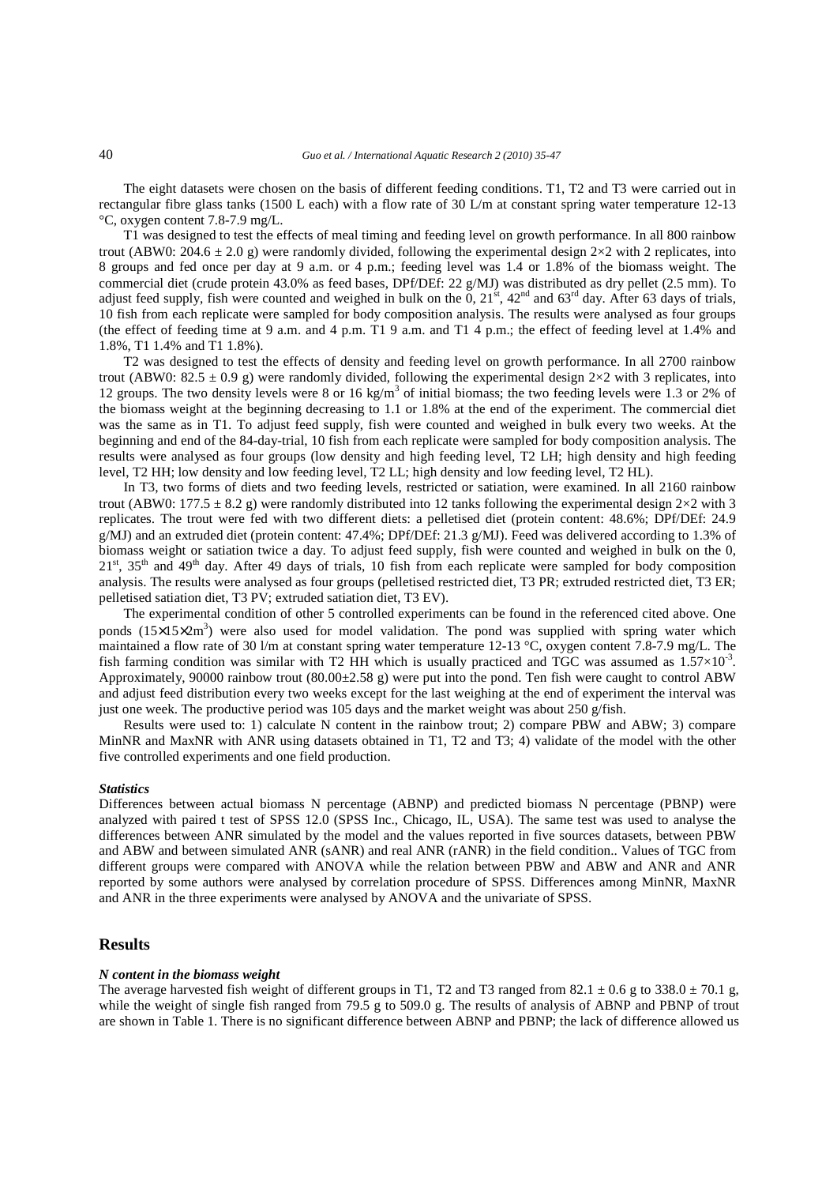The eight datasets were chosen on the basis of different feeding conditions. T1, T2 and T3 were carried out in rectangular fibre glass tanks (1500 L each) with a flow rate of 30 L/m at constant spring water temperature 12-13 °C, oxygen content 7.8-7.9 mg/L.

T1 was designed to test the effects of meal timing and feeding level on growth performance. In all 800 rainbow trout (ABW0: 204.6 ± 2.0 g) were randomly divided, following the experimental design 2×2 with 2 replicates, into 8 groups and fed once per day at 9 a.m. or 4 p.m.; feeding level was 1.4 or 1.8% of the biomass weight. The commercial diet (crude protein 43.0% as feed bases, DPf/DEf: 22 g/MJ) was distributed as dry pellet (2.5 mm). To adjust feed supply, fish were counted and weighed in bulk on the 0, 21st, 42nd and 63rd day. After 63 days of trials, 10 fish from each replicate were sampled for body composition analysis. The results were analysed as four groups (the effect of feeding time at 9 a.m. and 4 p.m. T1 9 a.m. and T1 4 p.m.; the effect of feeding level at 1.4% and 1.8%, T1 1.4% and T1 1.8%).

T2 was designed to test the effects of density and feeding level on growth performance. In all 2700 rainbow trout (ABW0: 82.5 ± 0.9 g) were randomly divided, following the experimental design 2×2 with 3 replicates, into 12 groups. The two density levels were 8 or 16 kg/m$^3$ of initial biomass; the two feeding levels were 1.3 or 2% of the biomass weight at the beginning decreasing to 1.1 or 1.8% at the end of the experiment. The commercial diet was the same as in T1. To adjust feed supply, fish were counted and weighed in bulk every two weeks. At the beginning and end of the 84-day-trial, 10 fish from each replicate were sampled for body composition analysis. The results were analysed as four groups (low density and high feeding level, T2 LH; high density and high feeding level, T2 HH; low density and low feeding level, T2 LL; high density and low feeding level, T2 HL).

In T3, two forms of diets and two feeding levels, restricted or satiation, were examined. In all 2160 rainbow trout (ABW0: 177.5 ± 8.2 g) were randomly distributed into 12 tanks following the experimental design 2×2 with 3 replicates. The trout were fed with two different diets: a pelletised diet (protein content: 48.6%; DPf/DEf: 24.9 g/MJ) and an extruded diet (protein content: 47.4%; DPf/DEf: 21.3 g/MJ). Feed was delivered according to 1.3% of biomass weight or satiation twice a day. To adjust feed supply, fish were counted and weighed in bulk on the 0, 21st, 35th and 49th day. After 49 days of trials, 10 fish from each replicate were sampled for body composition analysis. The results were analysed as four groups (pelletised restricted diet, T3 PR; extruded restricted diet, T3 ER; pelletised satiation diet, T3 PV; extruded satiation diet, T3 EV).

The experimental condition of other 5 controlled experiments can be found in the referenced cited above. One ponds (15×15×2m$^3$) were also used for model validation. The pond was supplied with spring water which maintained a flow rate of 30 l/m at constant spring water temperature 12-13 °C, oxygen content 7.8-7.9 mg/L. The fish farming condition was similar with T2 HH which is usually practiced and TGC was assumed as $1.57\times10^{-3}$. Approximately, 90000 rainbow trout (80.00±2.58 g) were put into the pond. Ten fish were caught to control ABW and adjust feed distribution every two weeks except for the last weighing at the end of experiment the interval was just one week. The productive period was 105 days and the market weight was about 250 g/fish.

Results were used to: 1) calculate N content in the rainbow trout; 2) compare PBW and ABW; 3) compare MinNR and MaxNR with ANR using datasets obtained in T1, T2 and T3; 4) validate of the model with the other five controlled experiments and one field production.

### *Statistics*

Differences between actual biomass N percentage (ABNP) and predicted biomass N percentage (PBNP) were analyzed with paired t test of SPSS 12.0 (SPSS Inc., Chicago, IL, USA). The same test was used to analyse the differences between ANR simulated by the model and the values reported in five sources datasets, between PBW and ABW and between simulated ANR (sANR) and real ANR (rANR) in the field condition.. Values of TGC from different groups were compared with ANOVA while the relation between PBW and ABW and ANR and ANR reported by some authors were analysed by correlation procedure of SPSS. Differences among MinNR, MaxNR and ANR in the three experiments were analysed by ANOVA and the univariate of SPSS.

## Results

### *N content in the biomass weight*

The average harvested fish weight of different groups in T1, T2 and T3 ranged from 82.1 ± 0.6 g to 338.0 ± 70.1 g, while the weight of single fish ranged from 79.5 g to 509.0 g. The results of analysis of ABNP and PBNP of trout are shown in Table 1. There is no significant difference between ABNP and PBNP; the lack of difference allowed us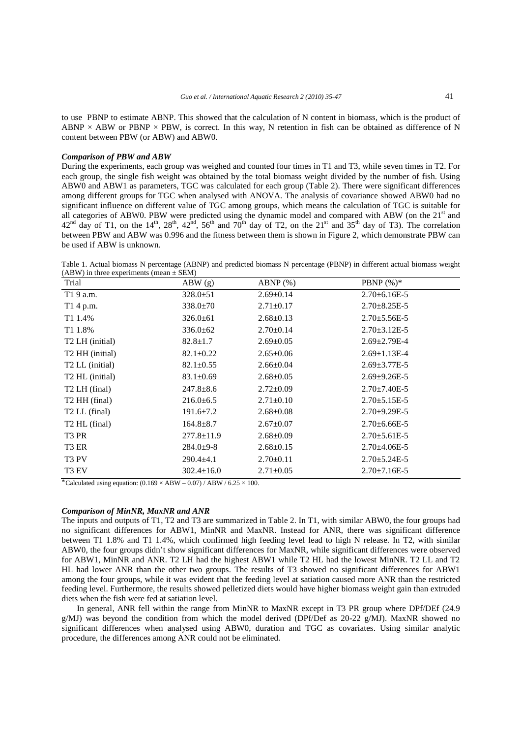to use PBNP to estimate ABNP. This showed that the calculation of N content in biomass, which is the product of ABNP × ABW or PBNP × PBW, is correct. In this way, N retention in fish can be obtained as difference of N content between PBW (or ABW) and ABW0.

### *Comparison of PBW and ABW*

During the experiments, each group was weighed and counted four times in T1 and T3, while seven times in T2. For each group, the single fish weight was obtained by the total biomass weight divided by the number of fish. Using ABW0 and ABW1 as parameters, TGC was calculated for each group (Table 2). There were significant differences among different groups for TGC when analysed with ANOVA. The analysis of covariance showed ABW0 had no significant influence on different value of TGC among groups, which means the calculation of TGC is suitable for all categories of ABW0. PBW were predicted using the dynamic model and compared with ABW (on the 21st and 42nd day of T1, on the 14th, 28th, 42nd, 56th and 70th day of T2, on the 21st and 35th day of T3). The correlation between PBW and ABW was 0.996 and the fitness between them is shown in Figure 2, which demonstrate PBW can be used if ABW is unknown.

Table 1. Actual biomass N percentage (ABNP) and predicted biomass N percentage (PBNP) in different actual biomass weight (ABW) in three experiments (mean ± SEM)

| Trial | ABW (g) | ABNP (%) | PBNP (%)* |
|---|---|---|---|
| T1 9 a.m. | 328.0±51 | 2.69±0.14 | 2.70±6.16E-5 |
| T1 4 p.m. | 338.0±70 | 2.71±0.17 | 2.70±8.25E-5 |
| T1 1.4% | 326.0±61 | 2.68±0.13 | 2.70±5.56E-5 |
| T1 1.8% | 336.0±62 | 2.70±0.14 | 2.70±3.12E-5 |
| T2 LH (initial) | 82.8±1.7 | 2.69±0.05 | 2.69±2.79E-4 |
| T2 HH (initial) | 82.1±0.22 | 2.65±0.06 | 2.69±1.13E-4 |
| T2 LL (initial) | 82.1±0.55 | 2.66±0.04 | 2.69±3.77E-5 |
| T2 HL (initial) | 83.1±0.69 | 2.68±0.05 | 2.69±9.26E-5 |
| T2 LH (final) | 247.8±8.6 | 2.72±0.09 | 2.70±7.40E-5 |
| T2 HH (final) | 216.0±6.5 | 2.71±0.10 | 2.70±5.15E-5 |
| T2 LL (final) | 191.6±7.2 | 2.68±0.08 | 2.70±9.29E-5 |
| T2 HL (final) | 164.8±8.7 | 2.67±0.07 | 2.70±6.66E-5 |
| T3 PR | 277.8±11.9 | 2.68±0.09 | 2.70±5.61E-5 |
| T3 ER | 284.0±9-8 | 2.68±0.15 | 2.70±4.06E-5 |
| T3 PV | 290.4±4.1 | 2.70±0.11 | 2.70±5.24E-5 |
| T3 EV | 302.4±16.0 | 2.71±0.05 | 2.70±7.16E-5 |

*Calculated using equation: $(0.169 \times ABW - 0.07) / ABW / 6.25 \times 100$.

### *Comparison of MinNR, MaxNR and ANR*

The inputs and outputs of T1, T2 and T3 are summarized in Table 2. In T1, with similar ABW0, the four groups had no significant differences for ABW1, MinNR and MaxNR. Instead for ANR, there was significant difference between T1 1.8% and T1 1.4%, which confirmed high feeding level lead to high N release. In T2, with similar ABW0, the four groups didn't show significant differences for MaxNR, while significant differences were observed for ABW1, MinNR and ANR. T2 LH had the highest ABW1 while T2 HL had the lowest MinNR. T2 LL and T2 HL had lower ANR than the other two groups. The results of T3 showed no significant differences for ABW1 among the four groups, while it was evident that the feeding level at satiation caused more ANR than the restricted feeding level. Furthermore, the results showed pelletized diets would have higher biomass weight gain than extruded diets when the fish were fed at satiation level.

In general, ANR fell within the range from MinNR to MaxNR except in T3 PR group where DPf/DEf (24.9 g/MJ) was beyond the condition from which the model derived (DPf/Def as 20-22 g/MJ). MaxNR showed no significant differences when analysed using ABW0, duration and TGC as covariates. Using similar analytic procedure, the differences among ANR could not be eliminated.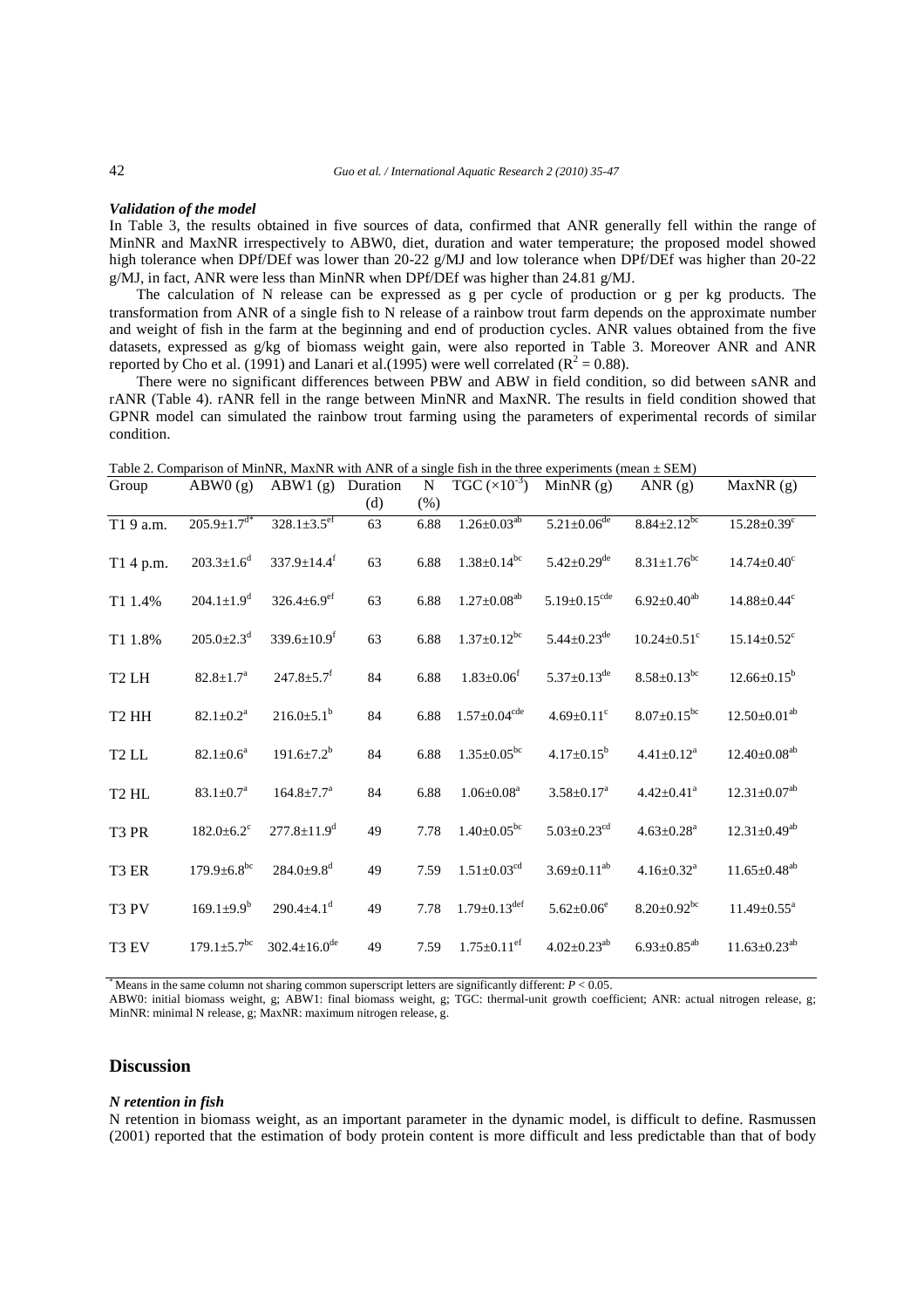### *Validation of the model*

In Table 3, the results obtained in five sources of data, confirmed that ANR generally fell within the range of MinNR and MaxNR irrespectively to ABW0, diet, duration and water temperature; the proposed model showed high tolerance when DPf/DEf was lower than 20-22 g/MJ and low tolerance when DPf/DEf was higher than 20-22 g/MJ, in fact, ANR were less than MinNR when DPf/DEf was higher than 24.81 g/MJ.

The calculation of N release can be expressed as g per cycle of production or g per kg products. The transformation from ANR of a single fish to N release of a rainbow trout farm depends on the approximate number and weight of fish in the farm at the beginning and end of production cycles. ANR values obtained from the five datasets, expressed as g/kg of biomass weight gain, were also reported in Table 3. Moreover ANR and ANR reported by Cho et al. (1991) and Lanari et al.(1995) were well correlated ($R^2 = 0.88$).

There were no significant differences between PBW and ABW in field condition, so did between sANR and rANR (Table 4). rANR fell in the range between MinNR and MaxNR. The results in field condition showed that GPNR model can simulated the rainbow trout farming using the parameters of experimental records of similar condition.

Table 2. Comparison of MinNR, MaxNR with ANR of a single fish in the three experiments (mean ± SEM)

| Group | ABW0 (g) | ABW1 (g) | Duration (d) | N (%) | TGC ($\times 10^{-3}$) | MinNR (g) | ANR (g) | MaxNR (g) |
|---|---|---|---|---|---|---|---|---|
| T1 9 a.m. | $205.9\pm1.7^{d*}$ | $328.1\pm3.5^{ef}$ | 63 | 6.88 | $1.26\pm0.03^{ab}$ | $5.21\pm0.06^{de}$ | $8.84\pm2.12^{bc}$ | $15.28\pm0.39^{c}$ |
| T1 4 p.m. | $203.3\pm1.6^{d}$ | $337.9\pm14.4^{f}$ | 63 | 6.88 | $1.38\pm0.14^{bc}$ | $5.42\pm0.29^{de}$ | $8.31\pm1.76^{bc}$ | $14.74\pm0.40^{c}$ |
| T1 1.4% | $204.1\pm1.9^{d}$ | $326.4\pm6.9^{ef}$ | 63 | 6.88 | $1.27\pm0.08^{ab}$ | $5.19\pm0.15^{cde}$ | $6.92\pm0.40^{ab}$ | $14.88\pm0.44^{c}$ |
| T1 1.8% | $205.0\pm2.3^{d}$ | $339.6\pm10.9^{f}$ | 63 | 6.88 | $1.37\pm0.12^{bc}$ | $5.44\pm0.23^{de}$ | $10.24\pm0.51^{c}$ | $15.14\pm0.52^{c}$ |
| T2 LH | $82.8\pm1.7^{a}$ | $247.8\pm5.7^{f}$ | 84 | 6.88 | $1.83\pm0.06^{f}$ | $5.37\pm0.13^{de}$ | $8.58\pm0.13^{bc}$ | $12.66\pm0.15^{b}$ |
| T2 HH | $82.1\pm0.2^{a}$ | $216.0\pm5.1^{b}$ | 84 | 6.88 | $1.57\pm0.04^{cde}$ | $4.69\pm0.11^{c}$ | $8.07\pm0.15^{bc}$ | $12.50\pm0.01^{ab}$ |
| T2 LL | $82.1\pm0.6^{a}$ | $191.6\pm7.2^{b}$ | 84 | 6.88 | $1.35\pm0.05^{bc}$ | $4.17\pm0.15^{b}$ | $4.41\pm0.12^{a}$ | $12.40\pm0.08^{ab}$ |
| T2 HL | $83.1\pm0.7^{a}$ | $164.8\pm7.7^{a}$ | 84 | 6.88 | $1.06\pm0.08^{a}$ | $3.58\pm0.17^{a}$ | $4.42\pm0.41^{a}$ | $12.31\pm0.07^{ab}$ |
| T3 PR | $182.0\pm6.2^{c}$ | $277.8\pm11.9^{d}$ | 49 | 7.78 | $1.40\pm0.05^{bc}$ | $5.03\pm0.23^{cd}$ | $4.63\pm0.28^{a}$ | $12.31\pm0.49^{ab}$ |
| T3 ER | $179.9\pm6.8^{bc}$ | $284.0\pm9.8^{d}$ | 49 | 7.59 | $1.51\pm0.03^{cd}$ | $3.69\pm0.11^{ab}$ | $4.16\pm0.32^{a}$ | $11.65\pm0.48^{ab}$ |
| T3 PV | $169.1\pm9.9^{b}$ | $290.4\pm4.1^{d}$ | 49 | 7.78 | $1.79\pm0.13^{def}$ | $5.62\pm0.06^{e}$ | $8.20\pm0.92^{bc}$ | $11.49\pm0.55^{a}$ |
| T3 EV | $179.1\pm5.7^{bc}$ | $302.4\pm16.0^{de}$ | 49 | 7.59 | $1.75\pm0.11^{ef}$ | $4.02\pm0.23^{ab}$ | $6.93\pm0.85^{ab}$ | $11.63\pm0.23^{ab}$ |

[*] Means in the same column not sharing common superscript letters are significantly different: $P < 0.05$.

ABW0: initial biomass weight, g; ABW1: final biomass weight, g; TGC: thermal-unit growth coefficient; ANR: actual nitrogen release, g; MinNR: minimal N release, g; MaxNR: maximum nitrogen release, g.

## Discussion

### *N retention in fish*

N retention in biomass weight, as an important parameter in the dynamic model, is difficult to define. Rasmussen (2001) reported that the estimation of body protein content is more difficult and less predictable than that of body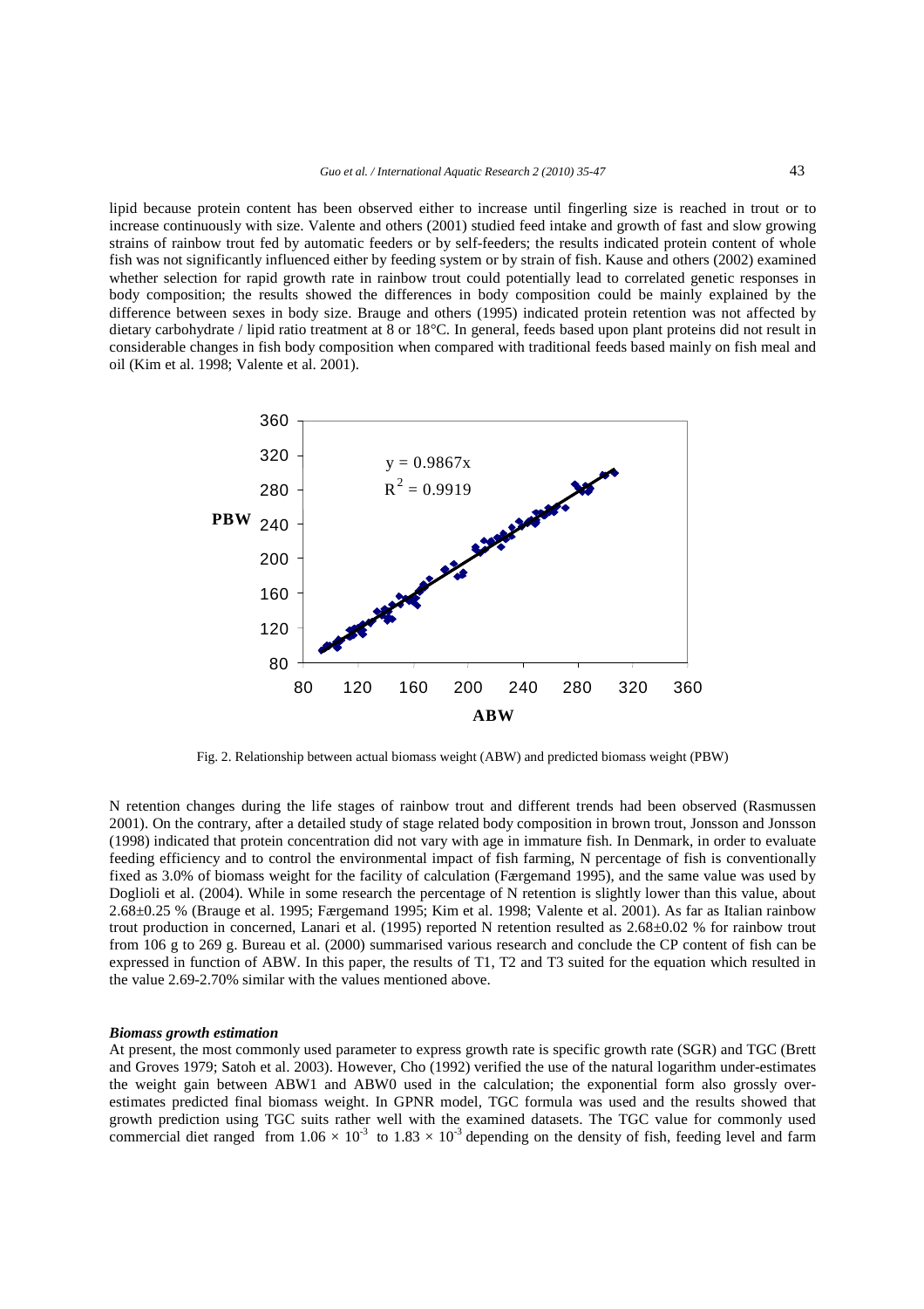lipid because protein content has been observed either to increase until fingerling size is reached in trout or to increase continuously with size. Valente and others (2001) studied feed intake and growth of fast and slow growing strains of rainbow trout fed by automatic feeders or by self-feeders; the results indicated protein content of whole fish was not significantly influenced either by feeding system or by strain of fish. Kause and others (2002) examined whether selection for rapid growth rate in rainbow trout could potentially lead to correlated genetic responses in body composition; the results showed the differences in body composition could be mainly explained by the difference between sexes in body size. Brauge and others (1995) indicated protein retention was not affected by dietary carbohydrate / lipid ratio treatment at 8 or 18°C. In general, feeds based upon plant proteins did not result in considerable changes in fish body composition when compared with traditional feeds based mainly on fish meal and oil (Kim et al. 1998; Valente et al. 2001).

Fig. 2. Relationship between actual biomass weight (ABW) and predicted biomass weight (PBW)

N retention changes during the life stages of rainbow trout and different trends had been observed (Rasmussen 2001). On the contrary, after a detailed study of stage related body composition in brown trout, Jonsson and Jonsson (1998) indicated that protein concentration did not vary with age in immature fish. In Denmark, in order to evaluate feeding efficiency and to control the environmental impact of fish farming, N percentage of fish is conventionally fixed as 3.0% of biomass weight for the facility of calculation (Færgemand 1995), and the same value was used by Doglioli et al. (2004). While in some research the percentage of N retention is slightly lower than this value, about 2.68±0.25 % (Brauge et al. 1995; Færgemand 1995; Kim et al. 1998; Valente et al. 2001). As far as Italian rainbow trout production in concerned, Lanari et al. (1995) reported N retention resulted as 2.68±0.02 % for rainbow trout from 106 g to 269 g. Bureau et al. (2000) summarised various research and conclude the CP content of fish can be expressed in function of ABW. In this paper, the results of T1, T2 and T3 suited for the equation which resulted in the value 2.69-2.70% similar with the values mentioned above.

### *Biomass growth estimation*

At present, the most commonly used parameter to express growth rate is specific growth rate (SGR) and TGC (Brett and Groves 1979; Satoh et al. 2003). However, Cho (1992) verified the use of the natural logarithm under-estimates the weight gain between ABW1 and ABW0 used in the calculation; the exponential form also grossly over-estimates predicted final biomass weight. In GPNR model, TGC formula was used and the results showed that growth prediction using TGC suits rather well with the examined datasets. The TGC value for commonly used commercial diet ranged from $1.06 \times 10^{-3}$ to $1.83 \times 10^{-3}$ depending on the density of fish, feeding level and farm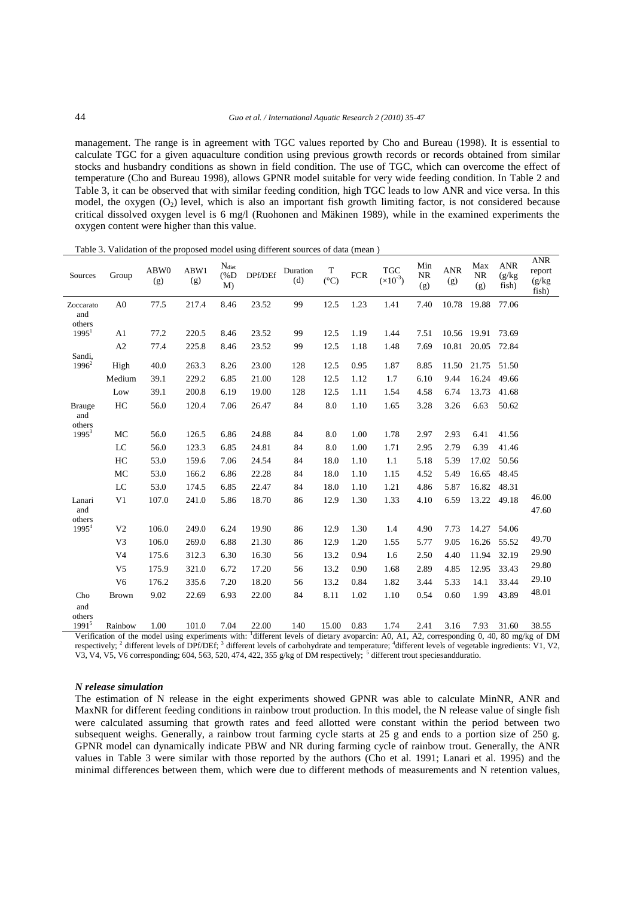management. The range is in agreement with TGC values reported by Cho and Bureau (1998). It is essential to calculate TGC for a given aquaculture condition using previous growth records or records obtained from similar stocks and husbandry conditions as shown in field condition. The use of TGC, which can overcome the effect of temperature (Cho and Bureau 1998), allows GPNR model suitable for very wide feeding condition. In Table 2 and Table 3, it can be observed that with similar feeding condition, high TGC leads to low ANR and vice versa. In this model, the oxygen ($O_2$) level, which is also an important fish growth limiting factor, is not considered because critical dissolved oxygen level is 6 mg/l (Ruohonen and Mäkinen 1989), while in the examined experiments the oxygen content were higher than this value.

Table 3. Validation of the proposed model using different sources of data (mean )

| Sources | Group | ABW0 (g) | ABW1 (g) | $N_{diet}$ (%DM) | DPf/DEf | Duration (d) | T (°C) | FCR | TGC ($\times10^{-3}$) | Min NR (g) | ANR (g) | Max NR (g) | ANR (g/kg fish) | ANR report (g/kg fish) |
|---|---|---|---|---|---|---|---|---|---|---|---|---|---|---|
| Zoccarato and others 1995[1] | A0 | 77.5 | 217.4 | 8.46 | 23.52 | 99 | 12.5 | 1.23 | 1.41 | 7.40 | 10.78 | 19.88 | 77.06 | |
| | A1 | 77.2 | 220.5 | 8.46 | 23.52 | 99 | 12.5 | 1.19 | 1.44 | 7.51 | 10.56 | 19.91 | 73.69 | |
| | A2 | 77.4 | 225.8 | 8.46 | 23.52 | 99 | 12.5 | 1.18 | 1.48 | 7.69 | 10.81 | 20.05 | 72.84 | |
| Sandi, 1996[2] | High | 40.0 | 263.3 | 8.26 | 23.00 | 128 | 12.5 | 0.95 | 1.87 | 8.85 | 11.50 | 21.75 | 51.50 | |
| | Medium | 39.1 | 229.2 | 6.85 | 21.00 | 128 | 12.5 | 1.12 | 1.7 | 6.10 | 9.44 | 16.24 | 49.66 | |
| | Low | 39.1 | 200.8 | 6.19 | 19.00 | 128 | 12.5 | 1.11 | 1.54 | 4.58 | 6.74 | 13.73 | 41.68 | |
| Brauge and others 1995[3] | HC | 56.0 | 120.4 | 7.06 | 26.47 | 84 | 8.0 | 1.10 | 1.65 | 3.28 | 3.26 | 6.63 | 50.62 | |
| | MC | 56.0 | 126.5 | 6.86 | 24.88 | 84 | 8.0 | 1.00 | 1.78 | 2.97 | 2.93 | 6.41 | 41.56 | |
| | LC | 56.0 | 123.3 | 6.85 | 24.81 | 84 | 8.0 | 1.00 | 1.71 | 2.95 | 2.79 | 6.39 | 41.46 | |
| | HC | 53.0 | 159.6 | 7.06 | 24.54 | 84 | 18.0 | 1.10 | 1.1 | 5.18 | 5.39 | 17.02 | 50.56 | |
| | MC | 53.0 | 166.2 | 6.86 | 22.28 | 84 | 18.0 | 1.10 | 1.15 | 4.52 | 5.49 | 16.65 | 48.45 | |
| | LC | 53.0 | 174.5 | 6.85 | 22.47 | 84 | 18.0 | 1.10 | 1.21 | 4.86 | 5.87 | 16.82 | 48.31 | |
| Lanari and others 1995[4] | V1 | 107.0 | 241.0 | 5.86 | 18.70 | 86 | 12.9 | 1.30 | 1.33 | 4.10 | 6.59 | 13.22 | 49.18 | 46.00 |
| | V2 | 106.0 | 249.0 | 6.24 | 19.90 | 86 | 12.9 | 1.30 | 1.4 | 4.90 | 7.73 | 14.27 | 54.06 | 47.60 |
| | V3 | 106.0 | 269.0 | 6.88 | 21.30 | 86 | 12.9 | 1.20 | 1.55 | 5.77 | 9.05 | 16.26 | 55.52 | 49.70 |
| | V4 | 175.6 | 312.3 | 6.30 | 16.30 | 56 | 13.2 | 0.94 | 1.6 | 2.50 | 4.40 | 11.94 | 32.19 | 29.90 |
| | V5 | 175.9 | 321.0 | 6.72 | 17.20 | 56 | 13.2 | 0.90 | 1.68 | 2.89 | 4.85 | 12.95 | 33.43 | 29.80 |
| | V6 | 176.2 | 335.6 | 7.20 | 18.20 | 56 | 13.2 | 0.84 | 1.82 | 3.44 | 5.33 | 14.1 | 33.44 | 29.10 |
| Cho and others 1991[5] | Brown | 9.02 | 22.69 | 6.93 | 22.00 | 84 | 8.11 | 1.02 | 1.10 | 0.54 | 0.60 | 1.99 | 43.89 | 48.01 |
| | Rainbow | 1.00 | 101.0 | 7.04 | 22.00 | 140 | 15.00 | 0.83 | 1.74 | 2.41 | 3.16 | 7.93 | 31.60 | 38.55 |

Verification of the model using experiments with: [1]different levels of dietary avoparcin: A0, A1, A2, corresponding 0, 40, 80 mg/kg of DM respectively; [2] different levels of DPf/DEf; [3] different levels of carbohydrate and temperature; [4]different levels of vegetable ingredients: V1, V2, V3, V4, V5, V6 corresponding; 604, 563, 520, 474, 422, 355 g/kg of DM respectively; [5] different trout speciesandduratio.

### *N release simulation*

The estimation of N release in the eight experiments showed GPNR was able to calculate MinNR, ANR and MaxNR for different feeding conditions in rainbow trout production. In this model, the N release value of single fish were calculated assuming that growth rates and feed allotted were constant within the period between two subsequent weighs. Generally, a rainbow trout farming cycle starts at 25 g and ends to a portion size of 250 g. GPNR model can dynamically indicate PBW and NR during farming cycle of rainbow trout. Generally, the ANR values in Table 3 were similar with those reported by the authors (Cho et al. 1991; Lanari et al. 1995) and the minimal differences between them, which were due to different methods of measurements and N retention values,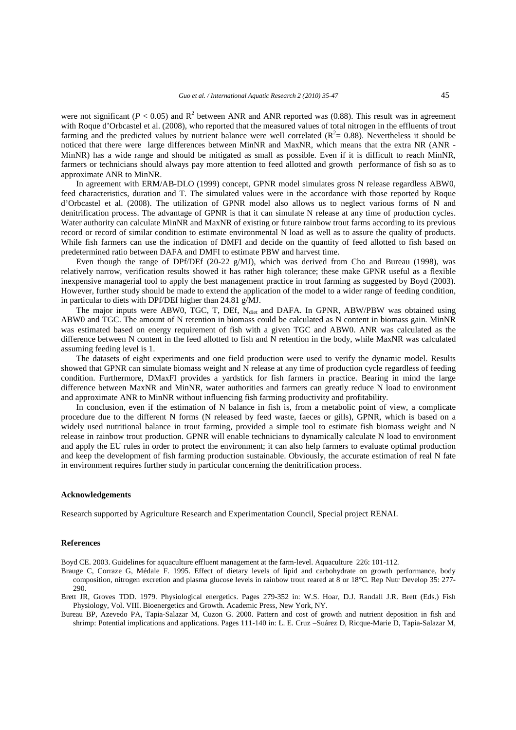were not significant ($P < 0.05$) and $R^2$ between ANR and ANR reported was (0.88). This result was in agreement with Roque d'Orbcastel et al. (2008), who reported that the measured values of total nitrogen in the effluents of trout farming and the predicted values by nutrient balance were well correlated ($R^2 = 0.88$). Nevertheless it should be noticed that there were large differences between MinNR and MaxNR, which means that the extra NR (ANR - MinNR) has a wide range and should be mitigated as small as possible. Even if it is difficult to reach MinNR, farmers or technicians should always pay more attention to feed allotted and growth performance of fish so as to approximate ANR to MinNR.

In agreement with ERM/AB-DLO (1999) concept, GPNR model simulates gross N release regardless ABW0, feed characteristics, duration and T. The simulated values were in the accordance with those reported by Roque d'Orbcastel et al. (2008). The utilization of GPNR model also allows us to neglect various forms of N and denitrification process. The advantage of GPNR is that it can simulate N release at any time of production cycles. Water authority can calculate MinNR and MaxNR of existing or future rainbow trout farms according to its previous record or record of similar condition to estimate environmental N load as well as to assure the quality of products. While fish farmers can use the indication of DMFI and decide on the quantity of feed allotted to fish based on predetermined ratio between DAFA and DMFI to estimate PBW and harvest time.

Even though the range of DPf/DEf (20-22 g/MJ), which was derived from Cho and Bureau (1998), was relatively narrow, verification results showed it has rather high tolerance; these make GPNR useful as a flexible inexpensive managerial tool to apply the best management practice in trout farming as suggested by Boyd (2003). However, further study should be made to extend the application of the model to a wider range of feeding condition, in particular to diets with DPf/DEf higher than 24.81 g/MJ.

The major inputs were ABW0, TGC, T, DEf, $N_{diet}$ and DAFA. In GPNR, ABW/PBW was obtained using ABW0 and TGC. The amount of N retention in biomass could be calculated as N content in biomass gain. MinNR was estimated based on energy requirement of fish with a given TGC and ABW0. ANR was calculated as the difference between N content in the feed allotted to fish and N retention in the body, while MaxNR was calculated assuming feeding level is 1.

The datasets of eight experiments and one field production were used to verify the dynamic model. Results showed that GPNR can simulate biomass weight and N release at any time of production cycle regardless of feeding condition. Furthermore, DMaxFI provides a yardstick for fish farmers in practice. Bearing in mind the large difference between MaxNR and MinNR, water authorities and farmers can greatly reduce N load to environment and approximate ANR to MinNR without influencing fish farming productivity and profitability.

In conclusion, even if the estimation of N balance in fish is, from a metabolic point of view, a complicate procedure due to the different N forms (N released by feed waste, faeces or gills), GPNR, which is based on a widely used nutritional balance in trout farming, provided a simple tool to estimate fish biomass weight and N release in rainbow trout production. GPNR will enable technicians to dynamically calculate N load to environment and apply the EU rules in order to protect the environment; it can also help farmers to evaluate optimal production and keep the development of fish farming production sustainable. Obviously, the accurate estimation of real N fate in environment requires further study in particular concerning the denitrification process.

## Acknowledgements

Research supported by Agriculture Research and Experimentation Council, Special project RENAI.

## References

Boyd CE. 2003. Guidelines for aquaculture effluent management at the farm-level. Aquaculture 226: 101-112.

Brauge C, Corraze G, Médale F. 1995. Effect of dietary levels of lipid and carbohydrate on growth performance, body composition, nitrogen excretion and plasma glucose levels in rainbow trout reared at 8 or 18°C. Rep Nutr Develop 35: 277-290.

Brett JR, Groves TDD. 1979. Physiological energetics. Pages 279-352 in: W.S. Hoar, D.J. Randall J.R. Brett (Eds.) Fish Physiology, Vol. VIII. Bioenergetics and Growth. Academic Press, New York, NY.

Bureau BP, Azevedo PA, Tapia-Salazar M, Cuzon G. 2000. Pattern and cost of growth and nutrient deposition in fish and shrimp: Potential implications and applications. Pages 111-140 in: L. E. Cruz –Suárez D, Ricque-Marie D, Tapia-Salazar M,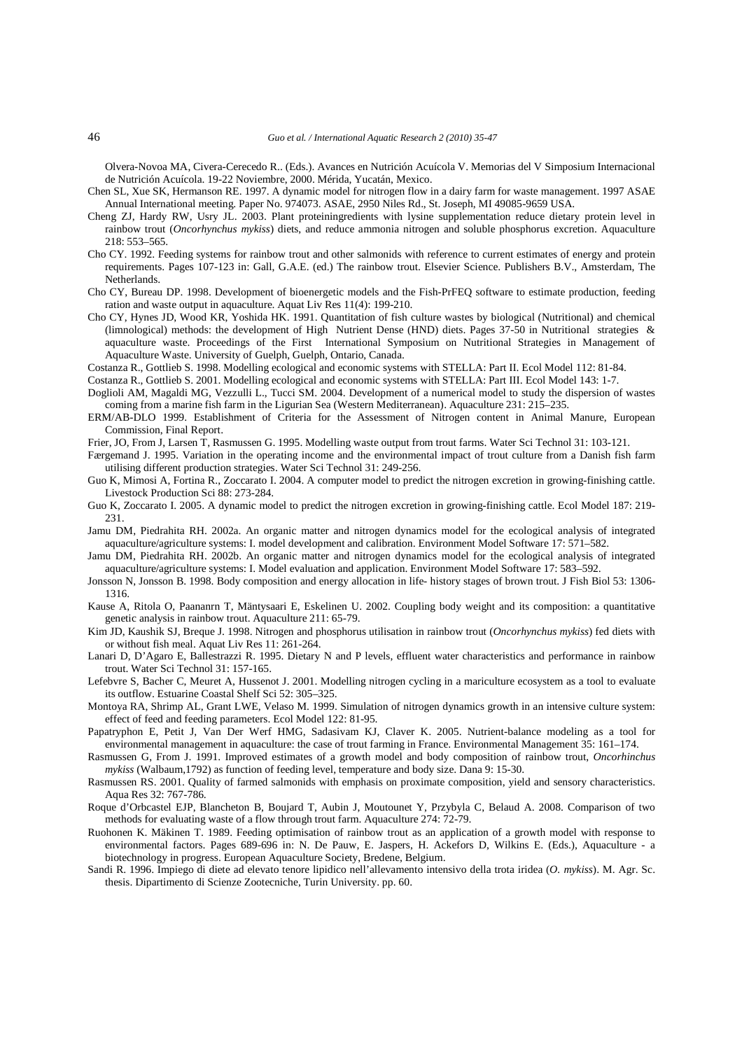Olvera-Novoa MA, Civera-Cerecedo R.. (Eds.). Avances en Nutrición Acuícola V. Memorias del V Simposium Internacional de Nutrición Acuícola. 19-22 Noviembre, 2000. Mérida, Yucatán, Mexico.

Chen SL, Xue SK, Hermanson RE. 1997. A dynamic model for nitrogen flow in a dairy farm for waste management. 1997 ASAE Annual International meeting. Paper No. 974073. ASAE, 2950 Niles Rd., St. Joseph, MI 49085-9659 USA.

Cheng ZJ, Hardy RW, Usry JL. 2003. Plant proteiningredients with lysine supplementation reduce dietary protein level in rainbow trout (*Oncorhynchus mykiss*) diets, and reduce ammonia nitrogen and soluble phosphorus excretion. Aquaculture 218: 553–565.

Cho CY. 1992. Feeding systems for rainbow trout and other salmonids with reference to current estimates of energy and protein requirements. Pages 107-123 in: Gall, G.A.E. (ed.) The rainbow trout. Elsevier Science. Publishers B.V., Amsterdam, The Netherlands.

Cho CY, Bureau DP. 1998. Development of bioenergetic models and the Fish-PrFEQ software to estimate production, feeding ration and waste output in aquaculture. Aquat Liv Res 11(4): 199-210.

Cho CY, Hynes JD, Wood KR, Yoshida HK. 1991. Quantitation of fish culture wastes by biological (Nutritional) and chemical (limnological) methods: the development of High Nutrient Dense (HND) diets. Pages 37-50 in Nutritional strategies & aquaculture waste. Proceedings of the First International Symposium on Nutritional Strategies in Management of Aquaculture Waste. University of Guelph, Guelph, Ontario, Canada.

Costanza R., Gottlieb S. 1998. Modelling ecological and economic systems with STELLA: Part II. Ecol Model 112: 81-84.

Costanza R., Gottlieb S. 2001. Modelling ecological and economic systems with STELLA: Part III. Ecol Model 143: 1-7.

Doglioli AM, Magaldi MG, Vezzulli L., Tucci SM. 2004. Development of a numerical model to study the dispersion of wastes coming from a marine fish farm in the Ligurian Sea (Western Mediterranean). Aquaculture 231: 215–235.

ERM/AB-DLO 1999. Establishment of Criteria for the Assessment of Nitrogen content in Animal Manure, European Commission, Final Report.

Frier, JO, From J, Larsen T, Rasmussen G. 1995. Modelling waste output from trout farms. Water Sci Technol 31: 103-121.

Færgemand J. 1995. Variation in the operating income and the environmental impact of trout culture from a Danish fish farm utilising different production strategies. Water Sci Technol 31: 249-256.

Guo K, Mimosi A, Fortina R., Zoccarato I. 2004. A computer model to predict the nitrogen excretion in growing-finishing cattle. Livestock Production Sci 88: 273-284.

Guo K, Zoccarato I. 2005. A dynamic model to predict the nitrogen excretion in growing-finishing cattle. Ecol Model 187: 219-231.

Jamu DM, Piedrahita RH. 2002a. An organic matter and nitrogen dynamics model for the ecological analysis of integrated aquaculture/agriculture systems: I. model development and calibration. Environment Model Software 17: 571–582.

Jamu DM, Piedrahita RH. 2002b. An organic matter and nitrogen dynamics model for the ecological analysis of integrated aquaculture/agriculture systems: I. Model evaluation and application. Environment Model Software 17: 583–592.

Jonsson N, Jonsson B. 1998. Body composition and energy allocation in life- history stages of brown trout. J Fish Biol 53: 1306-1316.

Kause A, Ritola O, Paananrn T, Mäntysaari E, Eskelinen U. 2002. Coupling body weight and its composition: a quantitative genetic analysis in rainbow trout. Aquaculture 211: 65-79.

Kim JD, Kaushik SJ, Breque J. 1998. Nitrogen and phosphorus utilisation in rainbow trout (*Oncorhynchus mykiss*) fed diets with or without fish meal. Aquat Liv Res 11: 261-264.

Lanari D, D'Agaro E, Ballestrazzi R. 1995. Dietary N and P levels, effluent water characteristics and performance in rainbow trout. Water Sci Technol 31: 157-165.

Lefebvre S, Bacher C, Meuret A, Hussenot J. 2001. Modelling nitrogen cycling in a mariculture ecosystem as a tool to evaluate its outflow. Estuarine Coastal Shelf Sci 52: 305–325.

Montoya RA, Shrimp AL, Grant LWE, Velaso M. 1999. Simulation of nitrogen dynamics growth in an intensive culture system: effect of feed and feeding parameters. Ecol Model 122: 81-95.

Papatryphon E, Petit J, Van Der Werf HMG, Sadasivam KJ, Claver K. 2005. Nutrient-balance modeling as a tool for environmental management in aquaculture: the case of trout farming in France. Environmental Management 35: 161–174.

Rasmussen G, From J. 1991. Improved estimates of a growth model and body composition of rainbow trout, *Oncorhinchus mykiss* (Walbaum,1792) as function of feeding level, temperature and body size. Dana 9: 15-30.

Rasmussen RS. 2001. Quality of farmed salmonids with emphasis on proximate composition, yield and sensory characteristics. Aqua Res 32: 767-786.

Roque d'Orbcastel EJP, Blancheton B, Boujard T, Aubin J, Moutounet Y, Przybyla C, Belaud A. 2008. Comparison of two methods for evaluating waste of a flow through trout farm. Aquaculture 274: 72-79.

Ruohonen K. Mäkinen T. 1989. Feeding optimisation of rainbow trout as an application of a growth model with response to environmental factors. Pages 689-696 in: N. De Pauw, E. Jaspers, H. Ackefors D, Wilkins E. (Eds.), Aquaculture - a biotechnology in progress. European Aquaculture Society, Bredene, Belgium.

Sandi R. 1996. Impiego di diete ad elevato tenore lipidico nell'allevamento intensivo della trota iridea (*O. mykiss*). M. Agr. Sc. thesis. Dipartimento di Scienze Zootecniche, Turin University. pp. 60.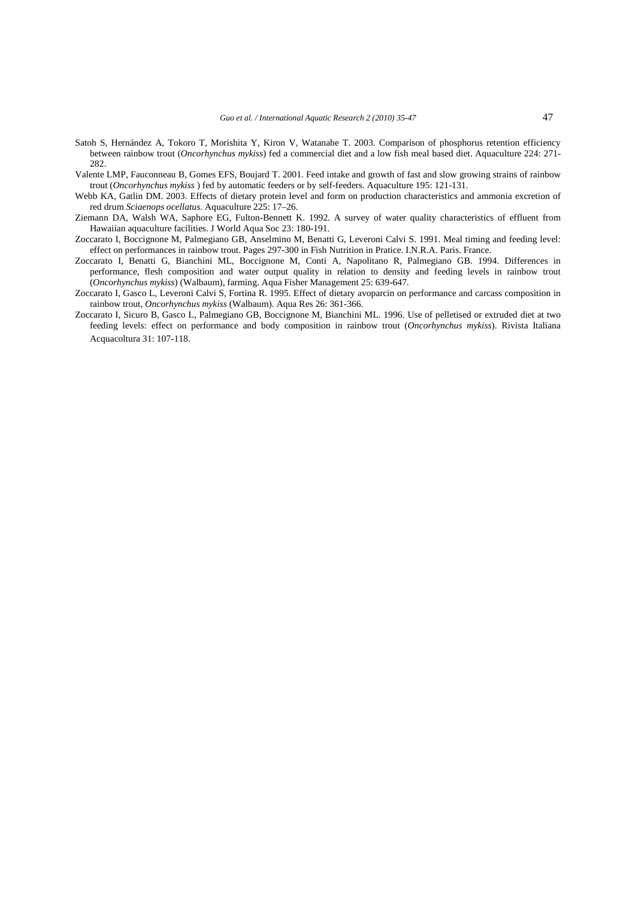Satoh S, Hernández A, Tokoro T, Morishita Y, Kiron V, Watanabe T. 2003. Comparison of phosphorus retention efficiency between rainbow trout (*Oncorhynchus mykiss*) fed a commercial diet and a low fish meal based diet. Aquaculture 224: 271-282.

Valente LMP, Fauconneau B, Gomes EFS, Boujard T. 2001. Feed intake and growth of fast and slow growing strains of rainbow trout (*Oncorhynchus mykiss* ) fed by automatic feeders or by self-feeders. Aquaculture 195: 121-131.

Webb KA, Gatlin DM. 2003. Effects of dietary protein level and form on production characteristics and ammonia excretion of red drum *Sciaenops ocellatus*. Aquaculture 225: 17–26.

Ziemann DA, Walsh WA, Saphore EG, Fulton-Bennett K. 1992. A survey of water quality characteristics of effluent from Hawaiian aquaculture facilities. J World Aqua Soc 23: 180-191.

Zoccarato I, Boccignone M, Palmegiano GB, Anselmino M, Benatti G, Leveroni Calvi S. 1991. Meal timing and feeding level: effect on performances in rainbow trout. Pages 297-300 in Fish Nutrition in Pratice. I.N.R.A. Paris. France.

Zoccarato I, Benatti G, Bianchini ML, Boccignone M, Conti A, Napolitano R, Palmegiano GB. 1994. Differences in performance, flesh composition and water output quality in relation to density and feeding levels in rainbow trout (*Oncorhynchus mykiss*) (Walbaum), farming. Aqua Fisher Management 25: 639-647.

Zoccarato I, Gasco L, Leveroni Calvi S, Fortina R. 1995. Effect of dietary avoparcin on performance and carcass composition in rainbow trout, *Oncorhynchus mykiss* (Walbaum). Aqua Res 26: 361-366.

Zoccarato I, Sicuro B, Gasco L, Palmegiano GB, Boccignone M, Bianchini ML. 1996. Use of pelletised or extruded diet at two feeding levels: effect on performance and body composition in rainbow trout (*Oncorhynchus mykiss*). Rivista Italiana Acquacoltura 31: 107-118.